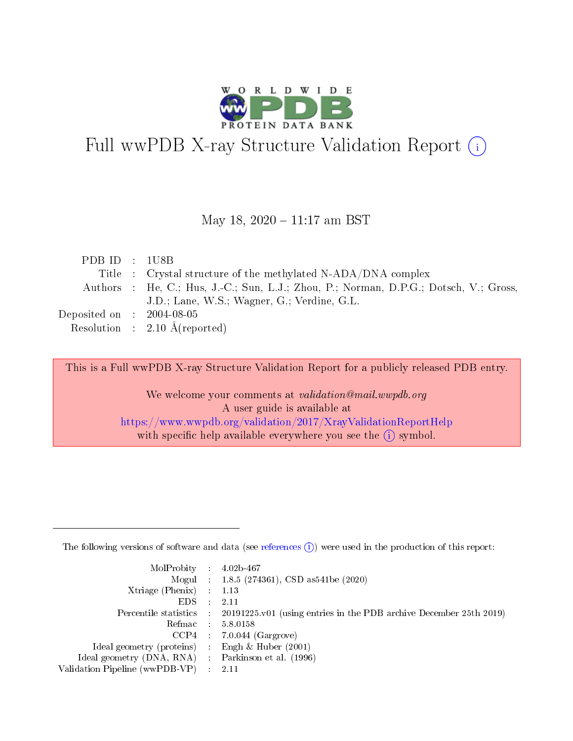# Full wwPDB X-ray Structure Validation Report (i)

May 18, 2020 – 11:17 am BST

| | | |
|---|---|---|
| PDB ID | : | 1U8B |
| Title | : | Crystal structure of the methylated N-ADA/DNA complex |
| Authors | : | He, C.; Hus, J.-C.; Sun, L.J.; Zhou, P.; Norman, D.P.G.; Dotsch, V.; Gross, J.D.; Lane, W.S.; Wagner, G.; Verdine, G.L. |
| Deposited on | : | 2004-08-05 |
| Resolution | : | 2.10 Å(reported) |

This is a Full wwPDB X-ray Structure Validation Report for a publicly released PDB entry.

We welcome your comments at *validation@mail.wwpdb.org*
A user guide is available at
https://www.wwpdb.org/validation/2017/XrayValidationReportHelp
with specific help available everywhere you see the (i) symbol.

---

The following versions of software and data (see references (i)) were used in the production of this report:

| | | |
|---|---|---|
| MolProbity | : | 4.02b-467 |
| Mogul | : | 1.8.5 (274361), CSD as541be (2020) |
| Xtriage (Phenix) | : | 1.13 |
| EDS | : | 2.11 |
| Percentile statistics | : | 20191225.v01 (using entries in the PDB archive December 25th 2019) |
| Refmac | : | 5.8.0158 |
| CCP4 | : | 7.0.044 (Gargrove) |
| Ideal geometry (proteins) | : | Engh & Huber (2001) |
| Ideal geometry (DNA, RNA) | : | Parkinson et al. (1996) |
| Validation Pipeline (wwPDB-VP) | : | 2.11 |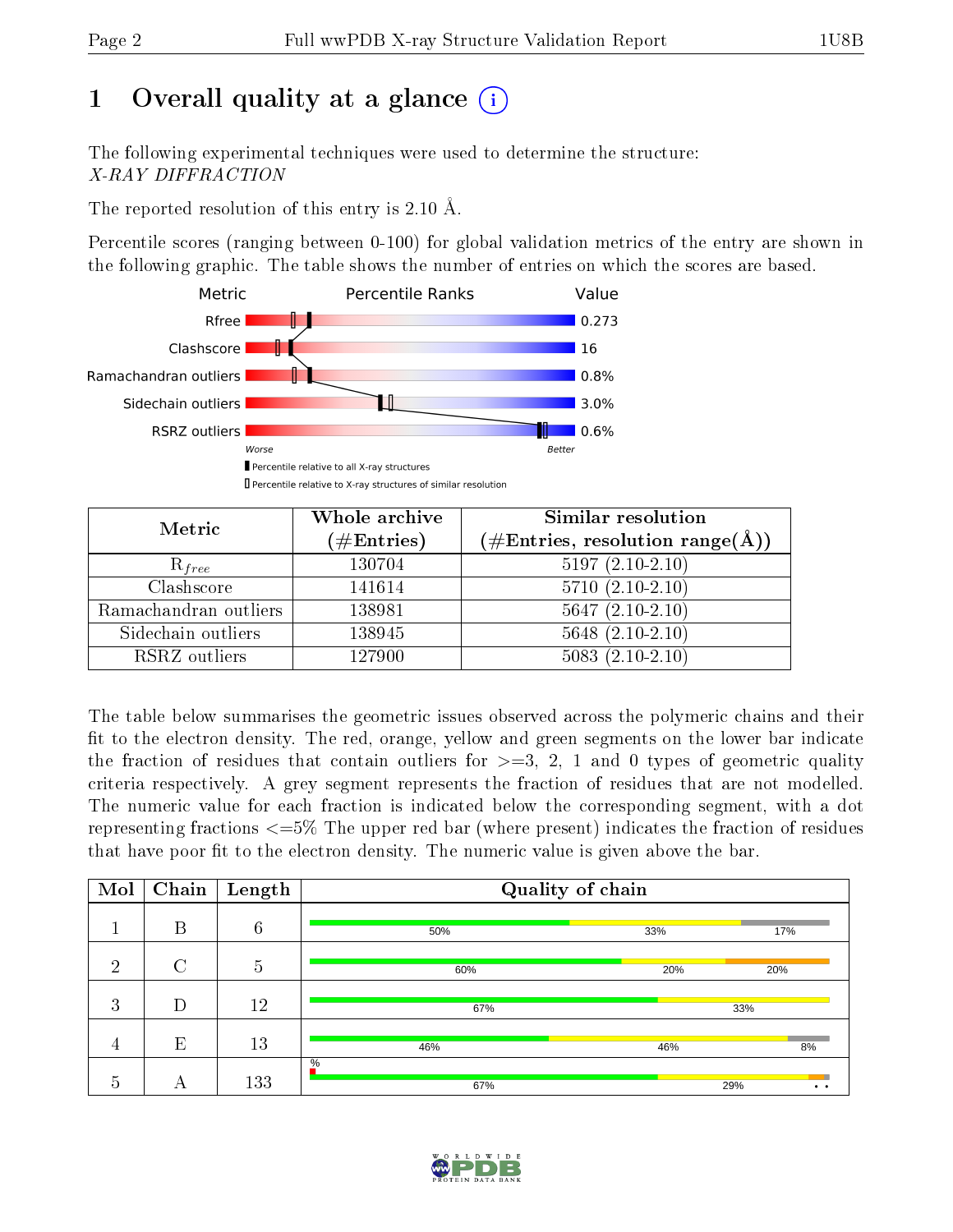# 1 Overall quality at a glance

The following experimental techniques were used to determine the structure:
*X-RAY DIFFRACTION*

The reported resolution of this entry is 2.10 Å.

Percentile scores (ranging between 0-100) for global validation metrics of the entry are shown in the following graphic. The table shows the number of entries on which the scores are based.

| Metric | Value |
|---|---|
| Rfree | 0.273 |
| Clashscore | 16 |
| Ramachandran outliers | 0.8% |
| Sidechain outliers | 3.0% |
| RSRZ outliers | 0.6% |

| Metric | Whole archive (#Entries) | Similar resolution (#Entries, resolution range(Å)) |
|---|---|---|
| $R_{free}$ | 130704 | 5197 (2.10-2.10) |
| Clashscore | 141614 | 5710 (2.10-2.10) |
| Ramachandran outliers | 138981 | 5647 (2.10-2.10) |
| Sidechain outliers | 138945 | 5648 (2.10-2.10) |
| RSRZ outliers | 127900 | 5083 (2.10-2.10) |

The table below summarises the geometric issues observed across the polymeric chains and their fit to the electron density. The red, orange, yellow and green segments on the lower bar indicate the fraction of residues that contain outliers for >=3, 2, 1 and 0 types of geometric quality criteria respectively. A grey segment represents the fraction of residues that are not modelled. The numeric value for each fraction is indicated below the corresponding segment, with a dot representing fractions <=5% The upper red bar (where present) indicates the fraction of residues that have poor fit to the electron density. The numeric value is given above the bar.

| Mol | Chain | Length | Quality of chain |
|---|---|---|---|
| 1 | B | 6 | 50% / 33% / 17% |
| 2 | C | 5 | 60% / 20% / 20% |
| 3 | D | 12 | 67% / 33% |
| 4 | E | 13 | 46% / 46% / 8% |
| 5 | A | 133 | % / 67% / 29% / • • |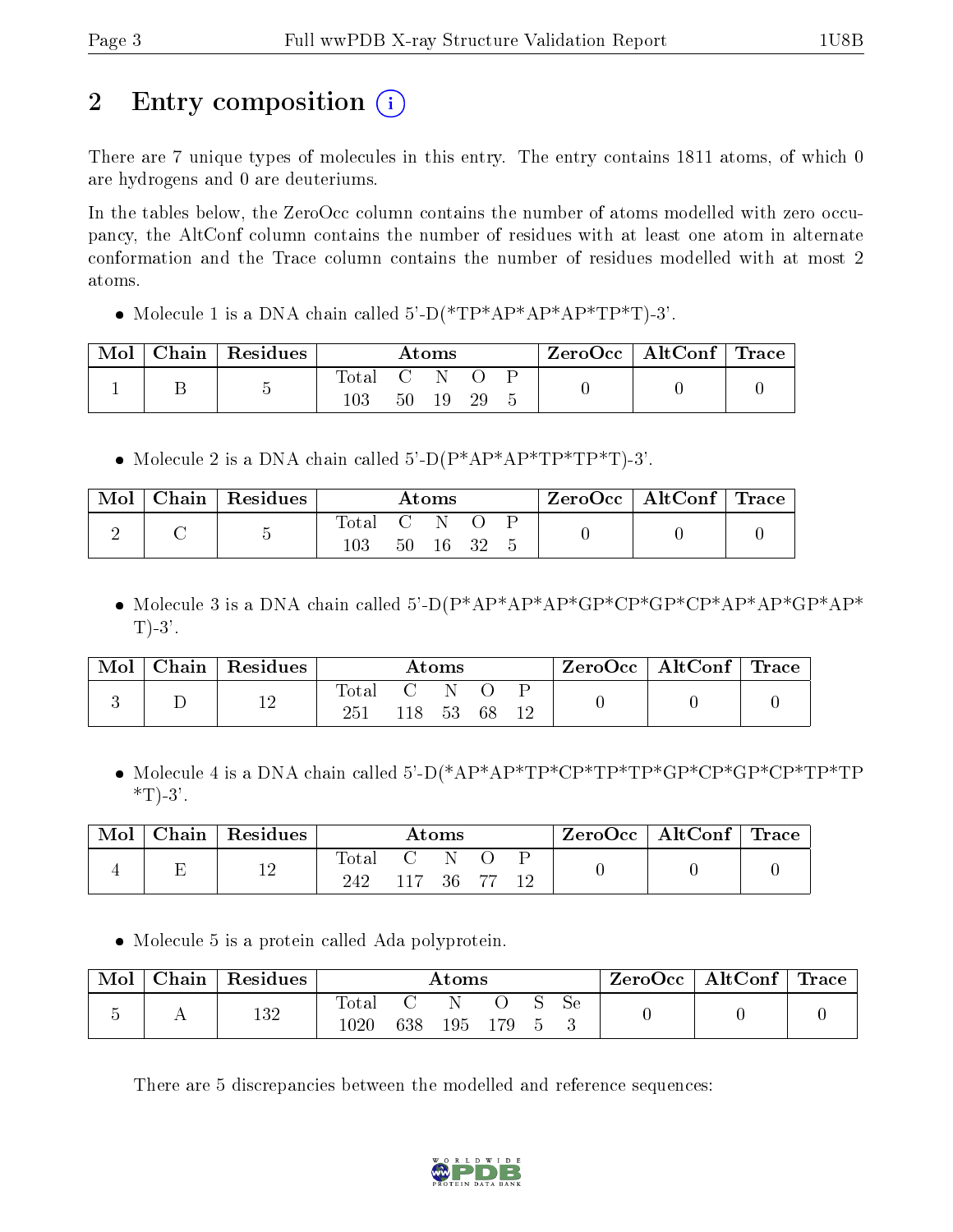# 2 Entry composition

There are 7 unique types of molecules in this entry. The entry contains 1811 atoms, of which 0 are hydrogens and 0 are deuteriums.

In the tables below, the ZeroOcc column contains the number of atoms modelled with zero occupancy, the AltConf column contains the number of residues with at least one atom in alternate conformation and the Trace column contains the number of residues modelled with at most 2 atoms.

- Molecule 1 is a DNA chain called 5'-D(*TP*AP*AP*AP*TP*T)-3'.

| Mol | Chain | Residues | Atoms | | | | | ZeroOcc | AltConf | Trace |
|---|---|---|---|---|---|---|---|---|---|---|
| 1 | B | 5 | Total | C | N | O | P | 0 | 0 | 0 |
| | | | 103 | 50 | 19 | 29 | 5 | | | |

- Molecule 2 is a DNA chain called 5'-D(P*AP*AP*TP*TP*T)-3'.

| Mol | Chain | Residues | Atoms | | | | | ZeroOcc | AltConf | Trace |
|---|---|---|---|---|---|---|---|---|---|---|
| 2 | C | 5 | Total | C | N | O | P | 0 | 0 | 0 |
| | | | 103 | 50 | 16 | 32 | 5 | | | |

- Molecule 3 is a DNA chain called 5'-D(P*AP*AP*AP*GP*CP*GP*CP*AP*AP*GP*AP*T)-3'.

| Mol | Chain | Residues | Atoms | | | | | ZeroOcc | AltConf | Trace |
|---|---|---|---|---|---|---|---|---|---|---|
| 3 | D | 12 | Total | C | N | O | P | 0 | 0 | 0 |
| | | | 251 | 118 | 53 | 68 | 12 | | | |

- Molecule 4 is a DNA chain called 5'-D(*AP*AP*TP*CP*TP*TP*GP*CP*GP*CP*TP*TP*T)-3'.

| Mol | Chain | Residues | Atoms | | | | | ZeroOcc | AltConf | Trace |
|---|---|---|---|---|---|---|---|---|---|---|
| 4 | E | 12 | Total | C | N | O | P | 0 | 0 | 0 |
| | | | 242 | 117 | 36 | 77 | 12 | | | |

- Molecule 5 is a protein called Ada polyprotein.

| Mol | Chain | Residues | Atoms | | | | | | ZeroOcc | AltConf | Trace |
|---|---|---|---|---|---|---|---|---|---|---|---|
| 5 | A | 132 | Total | C | N | O | S | Se | 0 | 0 | 0 |
| | | | 1020 | 638 | 195 | 179 | 5 | 3 | | | |

There are 5 discrepancies between the modelled and reference sequences: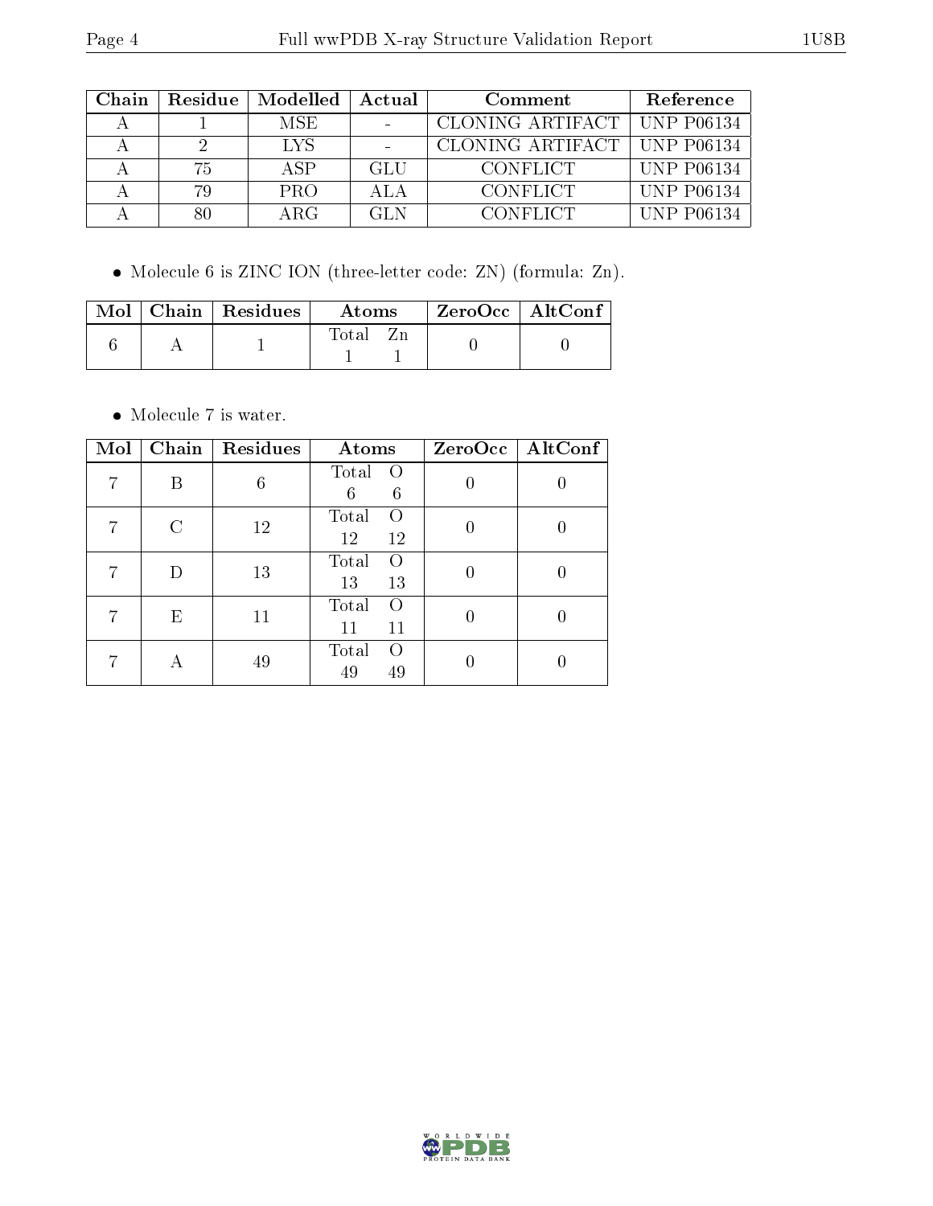| Chain | Residue | Modelled | Actual | Comment | Reference |
|---|---|---|---|---|---|
| A | 1 | MSE | - | CLONING ARTIFACT | UNP P06134 |
| A | 2 | LYS | - | CLONING ARTIFACT | UNP P06134 |
| A | 75 | ASP | GLU | CONFLICT | UNP P06134 |
| A | 79 | PRO | ALA | CONFLICT | UNP P06134 |
| A | 80 | ARG | GLN | CONFLICT | UNP P06134 |

- Molecule 6 is ZINC ION (three-letter code: ZN) (formula: Zn).

| Mol | Chain | Residues | Atoms | ZeroOcc | AltConf |
|---|---|---|---|---|---|
| 6 | A | 1 | Total Zn<br>1 1 | 0 | 0 |

- Molecule 7 is water.

| Mol | Chain | Residues | Atoms | ZeroOcc | AltConf |
|---|---|---|---|---|---|
| 7 | B | 6 | Total O<br>6 6 | 0 | 0 |
| 7 | C | 12 | Total O<br>12 12 | 0 | 0 |
| 7 | D | 13 | Total O<br>13 13 | 0 | 0 |
| 7 | E | 11 | Total O<br>11 11 | 0 | 0 |
| 7 | A | 49 | Total O<br>49 49 | 0 | 0 |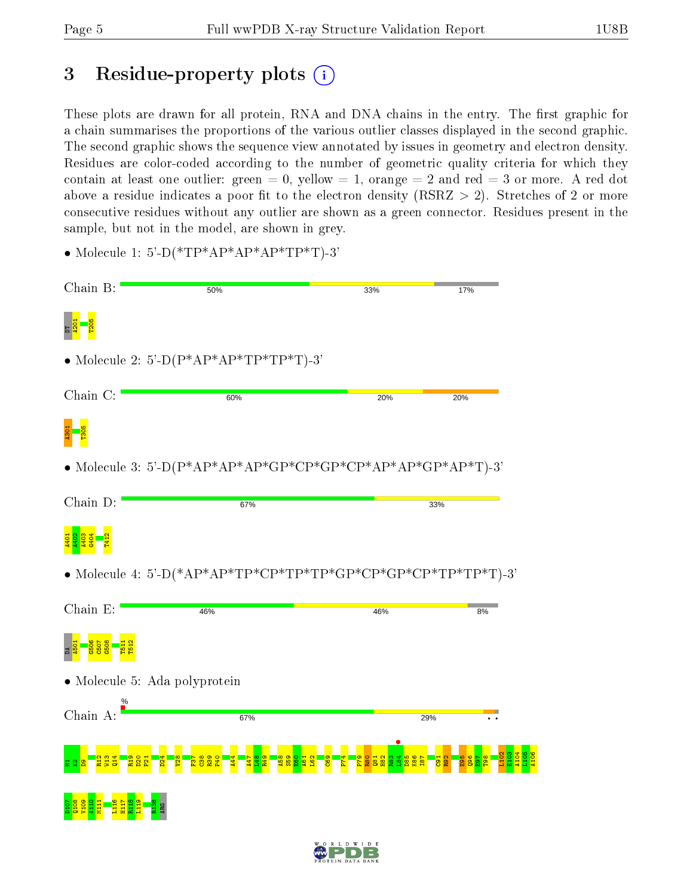# 3 Residue-property plots

These plots are drawn for all protein, RNA and DNA chains in the entry. The first graphic for a chain summarises the proportions of the various outlier classes displayed in the second graphic. The second graphic shows the sequence view annotated by issues in geometry and electron density. Residues are color-coded according to the number of geometric quality criteria for which they contain at least one outlier: green = 0, yellow = 1, orange = 2 and red = 3 or more. A red dot above a residue indicates a poor fit to the electron density (RSRZ > 2). Stretches of 2 or more consecutive residues without any outlier are shown as a green connector. Residues present in the sample, but not in the model, are shown in grey.

- Molecule 1: 5'-D(*TP*AP*AP*AP*TP*T)-3'

Chain B: 50% | 33% | 17%

DT A201 T205

- Molecule 2: 5'-D(P*AP*AP*TP*TP*T)-3'

Chain C: 60% | 20% | 20%

A301 T305

- Molecule 3: 5'-D(P*AP*AP*AP*GP*CP*GP*CP*AP*AP*GP*AP*T)-3'

Chain D: 67% | 33%

A401 A402 A403 G404 T412

- Molecule 4: 5'-D(*AP*AP*TP*CP*TP*TP*GP*CP*GP*CP*TP*TP*T)-3'

Chain E: 46% | 46% | 8%

DA A501 G506 C507 G508 T511 T512

- Molecule 5: Ada polyprotein

Chain A: % | 67% | 29% | • •

H1 K2 D9 R12 W13 Q14 R19 D20 P21 D24 V28 F37 C38 R39 P41 A44 A47 L48 R49 A58 S59 E60 A61 L62 C69 P74 P79 R80 Q81 H82 R83 L84 D85 K86 I87 G91 R92 E95 Q96 E97 T98 L102 E103 A104 L105 A106 D107 Q108 V109 A110 M111 L116 H117 R118 L119 R138 ARG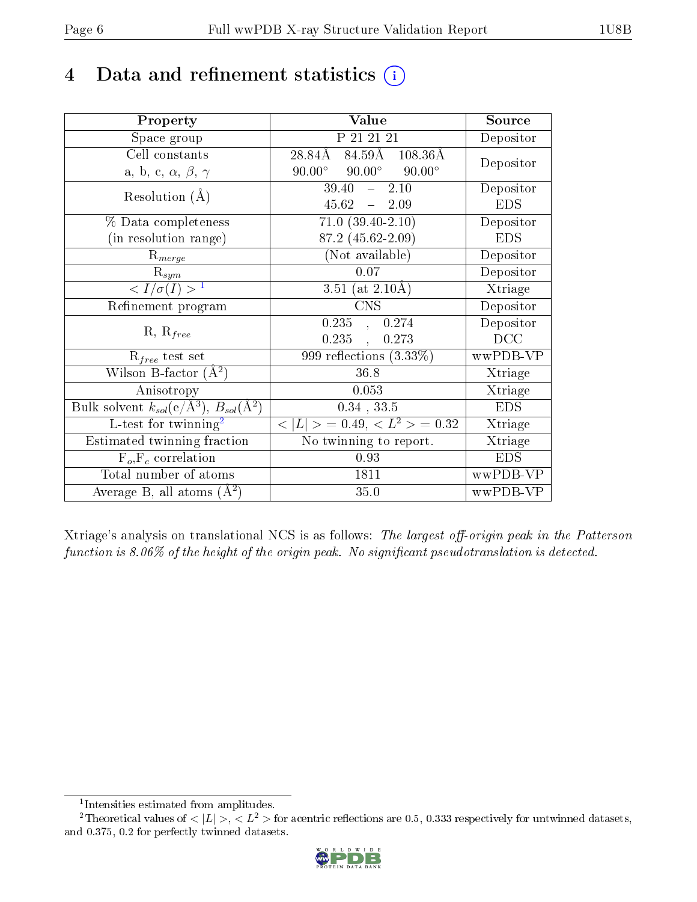# 4 Data and refinement statistics

| Property | Value | Source |
|---|---|---|
| Space group | P 21 21 21 | Depositor |
| Cell constants<br>a, b, c, $\alpha$, $\beta$, $\gamma$ | 28.84Å 84.59Å 108.36Å<br>90.00° 90.00° 90.00° | Depositor |
| Resolution (Å) | 39.40 – 2.10<br>45.62 – 2.09 | Depositor<br>EDS |
| % Data completeness<br>(in resolution range) | 71.0 (39.40-2.10)<br>87.2 (45.62-2.09) | Depositor<br>EDS |
| $R_{merge}$ | (Not available) | Depositor |
| $R_{sym}$ | 0.07 | Depositor |
| $< I/\sigma(I) >$ [1] | 3.51 (at 2.10Å) | Xtriage |
| Refinement program | CNS | Depositor |
| R, $R_{free}$ | 0.235 , 0.274<br>0.235 , 0.273 | Depositor<br>DCC |
| $R_{free}$ test set | 999 reflections (3.33%) | wwPDB-VP |
| Wilson B-factor (Å$^2$) | 36.8 | Xtriage |
| Anisotropy | 0.053 | Xtriage |
| Bulk solvent $k_{sol}$(e/Å$^3$), $B_{sol}$(Å$^2$) | 0.34 , 33.5 | EDS |
| L-test for twinning[2] | $< \lvert L \rvert >$ = 0.49, $< L^2 >$ = 0.32 | Xtriage |
| Estimated twinning fraction | No twinning to report. | Xtriage |
| $F_o$,$F_c$ correlation | 0.93 | EDS |
| Total number of atoms | 1811 | wwPDB-VP |
| Average B, all atoms (Å$^2$) | 35.0 | wwPDB-VP |

Xtriage's analysis on translational NCS is as follows: *The largest off-origin peak in the Patterson function is 8.06% of the height of the origin peak. No significant pseudotranslation is detected.*

[1] Intensities estimated from amplitudes.

[2] Theoretical values of $< \lvert L \rvert >$, $< L^2 >$ for acentric reflections are 0.5, 0.333 respectively for untwinned datasets, and 0.375, 0.2 for perfectly twinned datasets.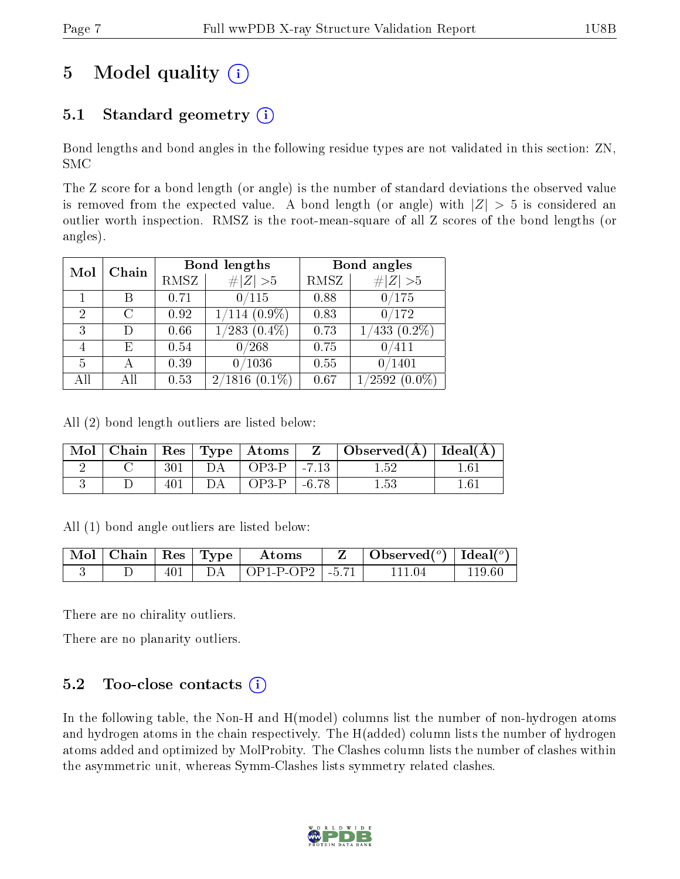# 5 Model quality

## 5.1 Standard geometry

Bond lengths and bond angles in the following residue types are not validated in this section: ZN, SMC

The Z score for a bond length (or angle) is the number of standard deviations the observed value is removed from the expected value. A bond length (or angle) with $|Z| > 5$ is considered an outlier worth inspection. RMSZ is the root-mean-square of all Z scores of the bond lengths (or angles).

| Mol | Chain | Bond lengths | | Bond angles | |
|---|---|---|---|---|---|
| | | RMSZ | $\#\|Z\| > 5$ | RMSZ | $\#\|Z\| > 5$ |
| 1 | B | 0.71 | 0/115 | 0.88 | 0/175 |
| 2 | C | 0.92 | 1/114 (0.9%) | 0.83 | 0/172 |
| 3 | D | 0.66 | 1/283 (0.4%) | 0.73 | 1/433 (0.2%) |
| 4 | E | 0.54 | 0/268 | 0.75 | 0/411 |
| 5 | A | 0.39 | 0/1036 | 0.55 | 0/1401 |
| All | All | 0.53 | 2/1816 (0.1%) | 0.67 | 1/2592 (0.0%) |

All (2) bond length outliers are listed below:

| Mol | Chain | Res | Type | Atoms | Z | Observed(Å) | Ideal(Å) |
|---|---|---|---|---|---|---|---|
| 2 | C | 301 | DA | OP3-P | -7.13 | 1.52 | 1.61 |
| 3 | D | 401 | DA | OP3-P | -6.78 | 1.53 | 1.61 |

All (1) bond angle outliers are listed below:

| Mol | Chain | Res | Type | Atoms | Z | Observed($^o$) | Ideal($^o$) |
|---|---|---|---|---|---|---|---|
| 3 | D | 401 | DA | OP1-P-OP2 | -5.71 | 111.04 | 119.60 |

There are no chirality outliers.

There are no planarity outliers.

## 5.2 Too-close contacts

In the following table, the Non-H and H(model) columns list the number of non-hydrogen atoms and hydrogen atoms in the chain respectively. The H(added) column lists the number of hydrogen atoms added and optimized by MolProbity. The Clashes column lists the number of clashes within the asymmetric unit, whereas Symm-Clashes lists symmetry related clashes.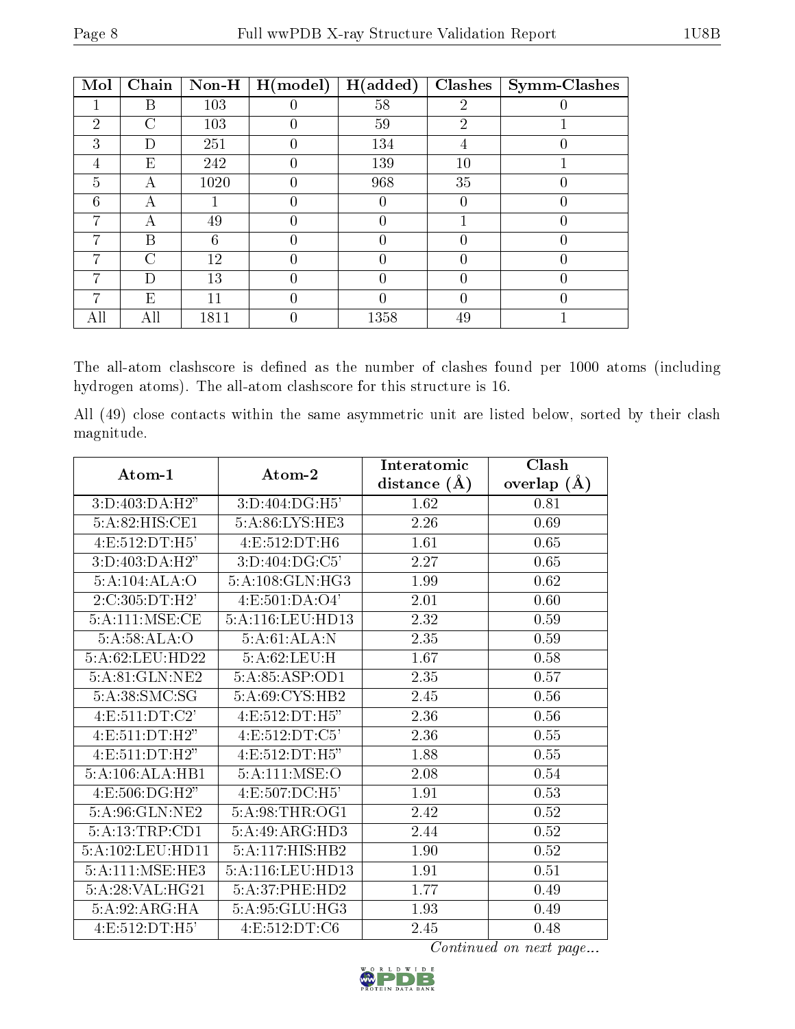| Mol | Chain | Non-H | H(model) | H(added) | Clashes | Symm-Clashes |
|---|---|---|---|---|---|---|
| 1 | B | 103 | 0 | 58 | 2 | 0 |
| 2 | C | 103 | 0 | 59 | 2 | 1 |
| 3 | D | 251 | 0 | 134 | 4 | 0 |
| 4 | E | 242 | 0 | 139 | 10 | 1 |
| 5 | A | 1020 | 0 | 968 | 35 | 0 |
| 6 | A | 1 | 0 | 0 | 0 | 0 |
| 7 | A | 49 | 0 | 0 | 1 | 0 |
| 7 | B | 6 | 0 | 0 | 0 | 0 |
| 7 | C | 12 | 0 | 0 | 0 | 0 |
| 7 | D | 13 | 0 | 0 | 0 | 0 |
| 7 | E | 11 | 0 | 0 | 0 | 0 |
| All | All | 1811 | 0 | 1358 | 49 | 1 |

The all-atom clashscore is defined as the number of clashes found per 1000 atoms (including hydrogen atoms). The all-atom clashscore for this structure is 16.

All (49) close contacts within the same asymmetric unit are listed below, sorted by their clash magnitude.

| Atom-1 | Atom-2 | Interatomic distance (Å) | Clash overlap (Å) |
|---|---|---|---|
| 3:D:403:DA:H2" | 3:D:404:DG:H5' | 1.62 | 0.81 |
| 5:A:82:HIS:CE1 | 5:A:86:LYS:HE3 | 2.26 | 0.69 |
| 4:E:512:DT:H5' | 4:E:512:DT:H6 | 1.61 | 0.65 |
| 3:D:403:DA:H2" | 3:D:404:DG:C5' | 2.27 | 0.65 |
| 5:A:104:ALA:O | 5:A:108:GLN:HG3 | 1.99 | 0.62 |
| 2:C:305:DT:H2' | 4:E:501:DA:O4' | 2.01 | 0.60 |
| 5:A:111:MSE:CE | 5:A:116:LEU:HD13 | 2.32 | 0.59 |
| 5:A:58:ALA:O | 5:A:61:ALA:N | 2.35 | 0.59 |
| 5:A:62:LEU:HD22 | 5:A:62:LEU:H | 1.67 | 0.58 |
| 5:A:81:GLN:NE2 | 5:A:85:ASP:OD1 | 2.35 | 0.57 |
| 5:A:38:SMC:SG | 5:A:69:CYS:HB2 | 2.45 | 0.56 |
| 4:E:511:DT:C2' | 4:E:512:DT:H5" | 2.36 | 0.56 |
| 4:E:511:DT:H2" | 4:E:512:DT:C5' | 2.36 | 0.55 |
| 4:E:511:DT:H2" | 4:E:512:DT:H5" | 1.88 | 0.55 |
| 5:A:106:ALA:HB1 | 5:A:111:MSE:O | 2.08 | 0.54 |
| 4:E:506:DG:H2" | 4:E:507:DC:H5' | 1.91 | 0.53 |
| 5:A:96:GLN:NE2 | 5:A:98:THR:OG1 | 2.42 | 0.52 |
| 5:A:13:TRP:CD1 | 5:A:49:ARG:HD3 | 2.44 | 0.52 |
| 5:A:102:LEU:HD11 | 5:A:117:HIS:HB2 | 1.90 | 0.52 |
| 5:A:111:MSE:HE3 | 5:A:116:LEU:HD13 | 1.91 | 0.51 |
| 5:A:28:VAL:HG21 | 5:A:37:PHE:HD2 | 1.77 | 0.49 |
| 5:A:92:ARG:HA | 5:A:95:GLU:HG3 | 1.93 | 0.49 |
| 4:E:512:DT:H5' | 4:E:512:DT:C6 | 2.45 | 0.48 |

*Continued on next page...*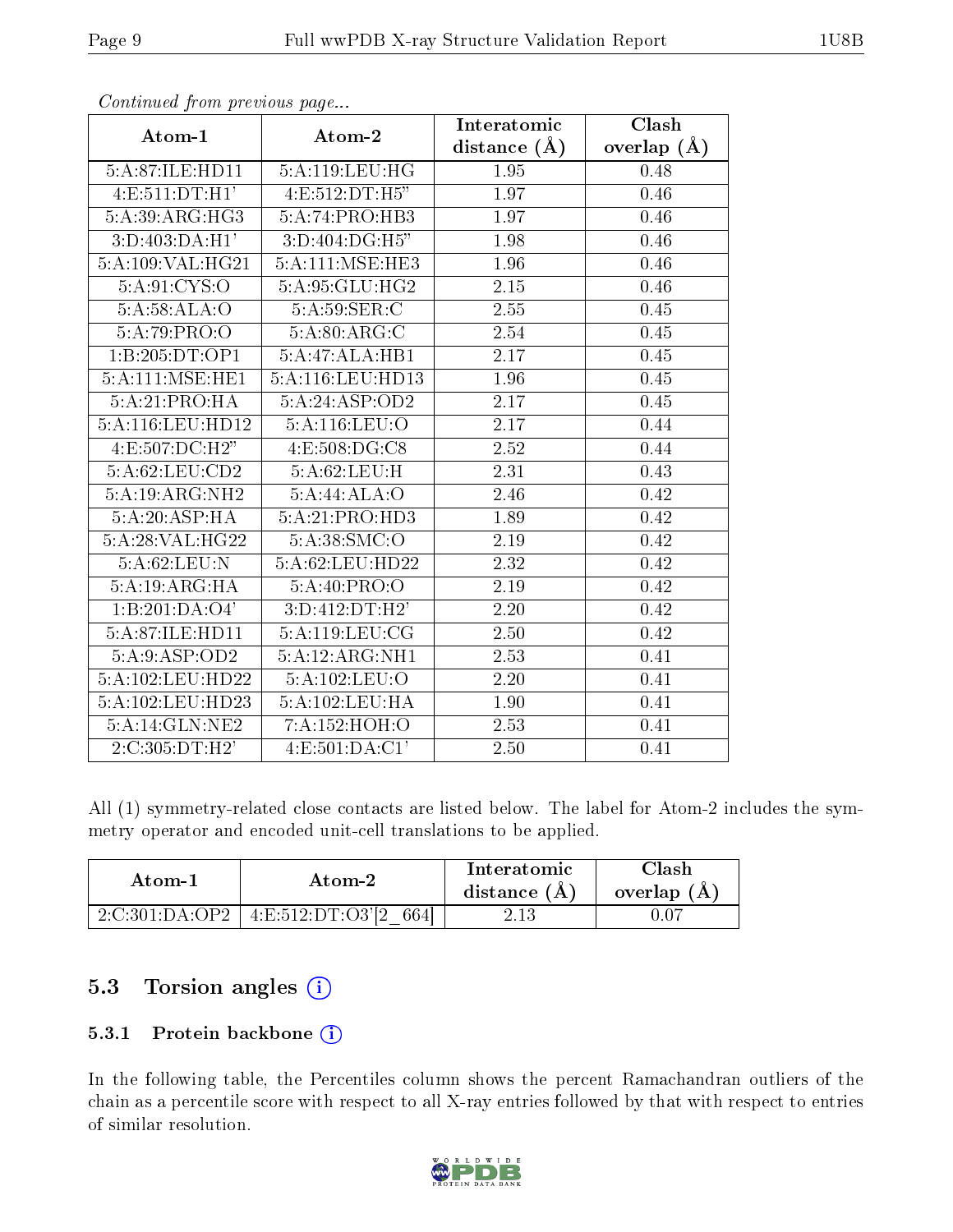*Continued from previous page...*

| Atom-1 | Atom-2 | Interatomic distance (Å) | Clash overlap (Å) |
|---|---|---|---|
| 5:A:87:ILE:HD11 | 5:A:119:LEU:HG | 1.95 | 0.48 |
| 4:E:511:DT:H1' | 4:E:512:DT:H5" | 1.97 | 0.46 |
| 5:A:39:ARG:HG3 | 5:A:74:PRO:HB3 | 1.97 | 0.46 |
| 3:D:403:DA:H1' | 3:D:404:DG:H5" | 1.98 | 0.46 |
| 5:A:109:VAL:HG21 | 5:A:111:MSE:HE3 | 1.96 | 0.46 |
| 5:A:91:CYS:O | 5:A:95:GLU:HG2 | 2.15 | 0.46 |
| 5:A:58:ALA:O | 5:A:59:SER:C | 2.55 | 0.45 |
| 5:A:79:PRO:O | 5:A:80:ARG:C | 2.54 | 0.45 |
| 1:B:205:DT:OP1 | 5:A:47:ALA:HB1 | 2.17 | 0.45 |
| 5:A:111:MSE:HE1 | 5:A:116:LEU:HD13 | 1.96 | 0.45 |
| 5:A:21:PRO:HA | 5:A:24:ASP:OD2 | 2.17 | 0.45 |
| 5:A:116:LEU:HD12 | 5:A:116:LEU:O | 2.17 | 0.44 |
| 4:E:507:DC:H2" | 4:E:508:DG:C8 | 2.52 | 0.44 |
| 5:A:62:LEU:CD2 | 5:A:62:LEU:H | 2.31 | 0.43 |
| 5:A:19:ARG:NH2 | 5:A:44:ALA:O | 2.46 | 0.42 |
| 5:A:20:ASP:HA | 5:A:21:PRO:HD3 | 1.89 | 0.42 |
| 5:A:28:VAL:HG22 | 5:A:38:SMC:O | 2.19 | 0.42 |
| 5:A:62:LEU:N | 5:A:62:LEU:HD22 | 2.32 | 0.42 |
| 5:A:19:ARG:HA | 5:A:40:PRO:O | 2.19 | 0.42 |
| 1:B:201:DA:O4' | 3:D:412:DT:H2' | 2.20 | 0.42 |
| 5:A:87:ILE:HD11 | 5:A:119:LEU:CG | 2.50 | 0.42 |
| 5:A:9:ASP:OD2 | 5:A:12:ARG:NH1 | 2.53 | 0.41 |
| 5:A:102:LEU:HD22 | 5:A:102:LEU:O | 2.20 | 0.41 |
| 5:A:102:LEU:HD23 | 5:A:102:LEU:HA | 1.90 | 0.41 |
| 5:A:14:GLN:NE2 | 7:A:152:HOH:O | 2.53 | 0.41 |
| 2:C:305:DT:H2' | 4:E:501:DA:C1' | 2.50 | 0.41 |

All (1) symmetry-related close contacts are listed below. The label for Atom-2 includes the symmetry operator and encoded unit-cell translations to be applied.

| Atom-1 | Atom-2 | Interatomic distance (Å) | Clash overlap (Å) |
|---|---|---|---|
| 2:C:301:DA:OP2 | 4:E:512:DT:O3'[2_664] | 2.13 | 0.07 |

## 5.3 Torsion angles

### 5.3.1 Protein backbone

In the following table, the Percentiles column shows the percent Ramachandran outliers of the chain as a percentile score with respect to all X-ray entries followed by that with respect to entries of similar resolution.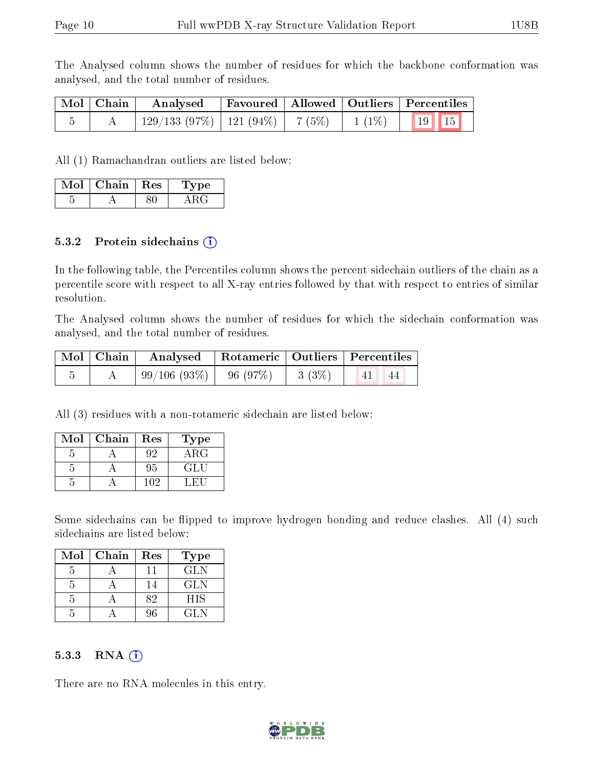The Analysed column shows the number of residues for which the backbone conformation was analysed, and the total number of residues.

| Mol | Chain | Analysed | Favoured | Allowed | Outliers | Percentiles | |
|---|---|---|---|---|---|---|---|
| 5 | A | 129/133 (97%) | 121 (94%) | 7 (5%) | 1 (1%) | 19 | 15 |

All (1) Ramachandran outliers are listed below:

| Mol | Chain | Res | Type |
|---|---|---|---|
| 5 | A | 80 | ARG |

### 5.3.2 Protein sidechains

In the following table, the Percentiles column shows the percent sidechain outliers of the chain as a percentile score with respect to all X-ray entries followed by that with respect to entries of similar resolution.

The Analysed column shows the number of residues for which the sidechain conformation was analysed, and the total number of residues.

| Mol | Chain | Analysed | Rotameric | Outliers | Percentiles | |
|---|---|---|---|---|---|---|
| 5 | A | 99/106 (93%) | 96 (97%) | 3 (3%) | 41 | 44 |

All (3) residues with a non-rotameric sidechain are listed below:

| Mol | Chain | Res | Type |
|---|---|---|---|
| 5 | A | 92 | ARG |
| 5 | A | 95 | GLU |
| 5 | A | 102 | LEU |

Some sidechains can be flipped to improve hydrogen bonding and reduce clashes. All (4) such sidechains are listed below:

| Mol | Chain | Res | Type |
|---|---|---|---|
| 5 | A | 11 | GLN |
| 5 | A | 14 | GLN |
| 5 | A | 82 | HIS |
| 5 | A | 96 | GLN |

### 5.3.3 RNA

There are no RNA molecules in this entry.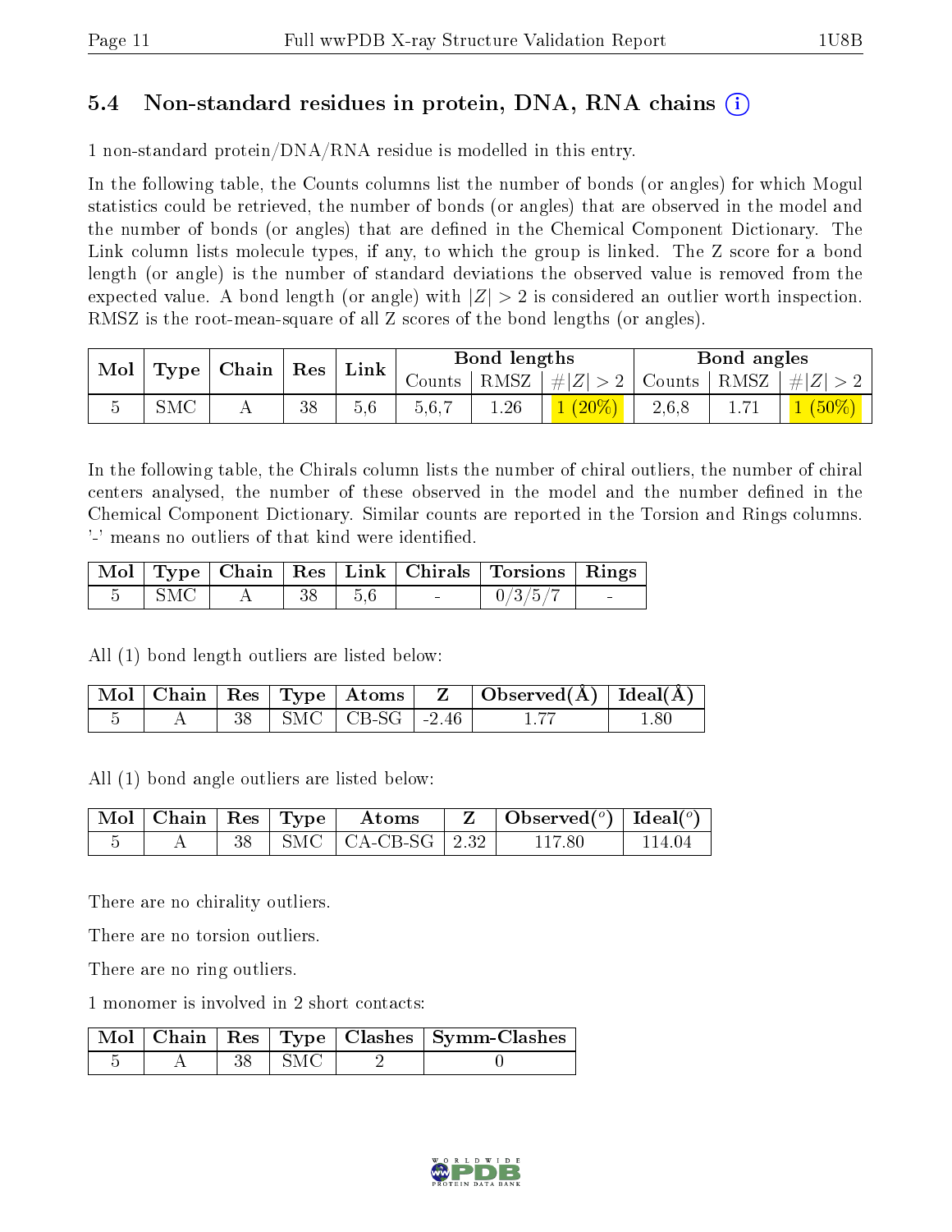## 5.4 Non-standard residues in protein, DNA, RNA chains (i)

1 non-standard protein/DNA/RNA residue is modelled in this entry.

In the following table, the Counts columns list the number of bonds (or angles) for which Mogul statistics could be retrieved, the number of bonds (or angles) that are observed in the model and the number of bonds (or angles) that are defined in the Chemical Component Dictionary. The Link column lists molecule types, if any, to which the group is linked. The Z score for a bond length (or angle) is the number of standard deviations the observed value is removed from the expected value. A bond length (or angle) with $|Z| > 2$ is considered an outlier worth inspection. RMSZ is the root-mean-square of all Z scores of the bond lengths (or angles).

| Mol | Type | Chain | Res | Link | Bond lengths | | | Bond angles | | |
|---|---|---|---|---|---|---|---|---|---|---|
| | | | | | Counts | RMSZ | #\|Z\| > 2 | Counts | RMSZ | #\|Z\| > 2 |
| 5 | SMC | A | 38 | 5,6 | 5,6,7 | 1.26 | 1 (20%) | 2,6,8 | 1.71 | 1 (50%) |

In the following table, the Chirals column lists the number of chiral outliers, the number of chiral centers analysed, the number of these observed in the model and the number defined in the Chemical Component Dictionary. Similar counts are reported in the Torsion and Rings columns. '-' means no outliers of that kind were identified.

| Mol | Type | Chain | Res | Link | Chirals | Torsions | Rings |
|---|---|---|---|---|---|---|---|
| 5 | SMC | A | 38 | 5,6 | - | 0/3/5/7 | - |

All (1) bond length outliers are listed below:

| Mol | Chain | Res | Type | Atoms | Z | Observed(Å) | Ideal(Å) |
|---|---|---|---|---|---|---|---|
| 5 | A | 38 | SMC | CB-SG | -2.46 | 1.77 | 1.80 |

All (1) bond angle outliers are listed below:

| Mol | Chain | Res | Type | Atoms | Z | Observed(°) | Ideal(°) |
|---|---|---|---|---|---|---|---|
| 5 | A | 38 | SMC | CA-CB-SG | 2.32 | 117.80 | 114.04 |

There are no chirality outliers.

There are no torsion outliers.

There are no ring outliers.

1 monomer is involved in 2 short contacts:

| Mol | Chain | Res | Type | Clashes | Symm-Clashes |
|---|---|---|---|---|---|
| 5 | A | 38 | SMC | 2 | 0 |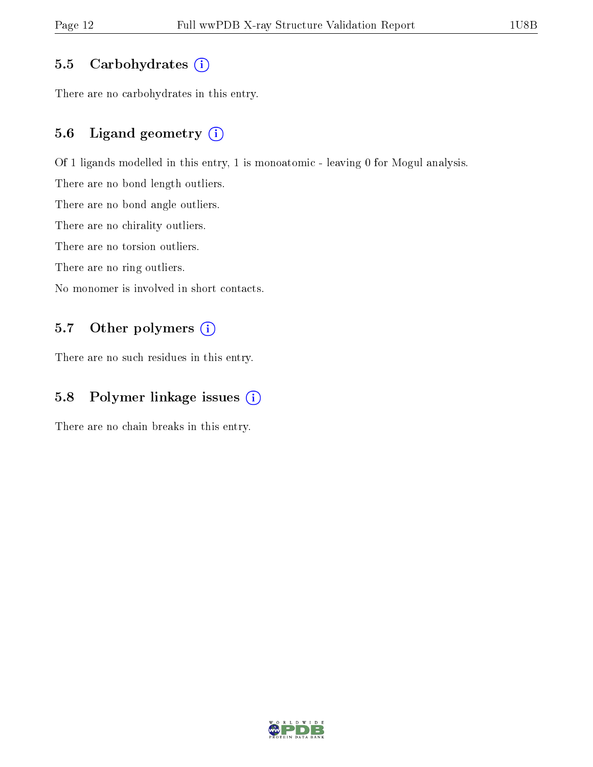### 5.5 Carbohydrates (i)

There are no carbohydrates in this entry.

### 5.6 Ligand geometry (i)

Of 1 ligands modelled in this entry, 1 is monoatomic - leaving 0 for Mogul analysis.

There are no bond length outliers.

There are no bond angle outliers.

There are no chirality outliers.

There are no torsion outliers.

There are no ring outliers.

No monomer is involved in short contacts.

### 5.7 Other polymers (i)

There are no such residues in this entry.

### 5.8 Polymer linkage issues (i)

There are no chain breaks in this entry.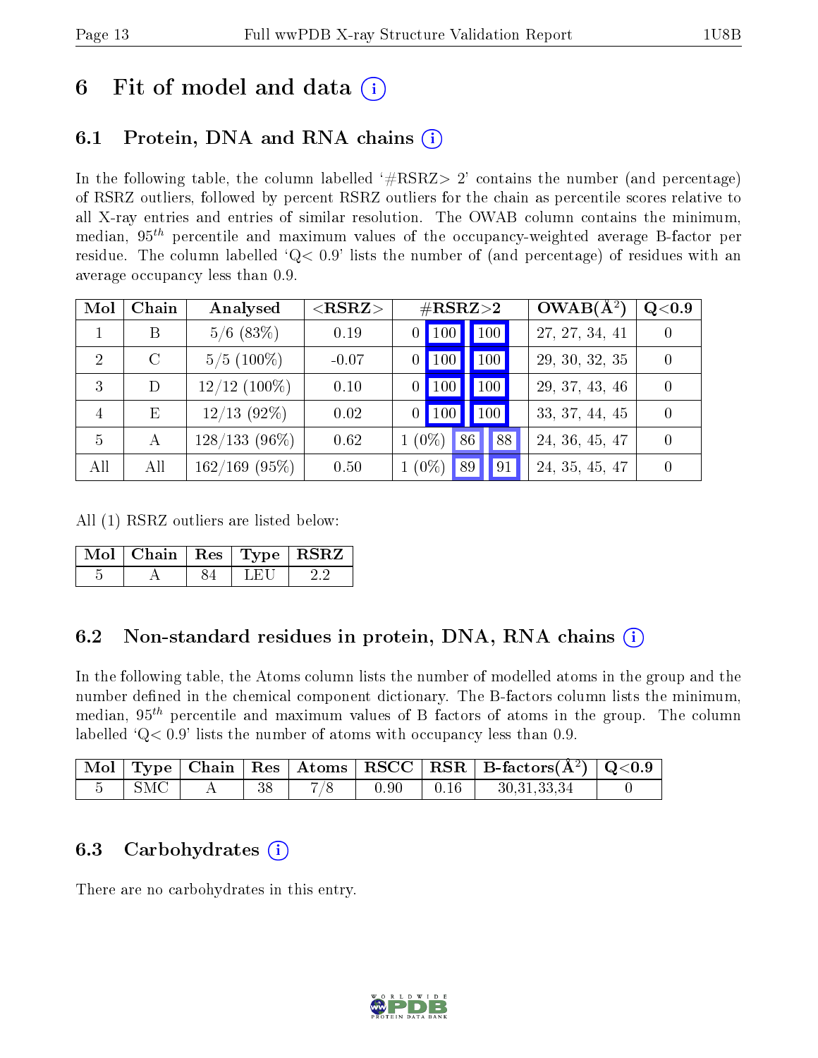# 6 Fit of model and data

## 6.1 Protein, DNA and RNA chains

In the following table, the column labelled '#RSRZ> 2' contains the number (and percentage) of RSRZ outliers, followed by percent RSRZ outliers for the chain as percentile scores relative to all X-ray entries and entries of similar resolution. The OWAB column contains the minimum, median, $95^{th}$ percentile and maximum values of the occupancy-weighted average B-factor per residue. The column labelled 'Q< 0.9' lists the number of (and percentage) of residues with an average occupancy less than 0.9.

| Mol | Chain | Analysed | <RSRZ> | #RSRZ>2 | | | OWAB(Å$^2$) | Q<0.9 |
|---|---|---|---|---|---|---|---|---|
| 1 | B | 5/6 (83%) | 0.19 | 0 | 100 | 100 | 27, 27, 34, 41 | 0 |
| 2 | C | 5/5 (100%) | -0.07 | 0 | 100 | 100 | 29, 30, 32, 35 | 0 |
| 3 | D | 12/12 (100%) | 0.10 | 0 | 100 | 100 | 29, 37, 43, 46 | 0 |
| 4 | E | 12/13 (92%) | 0.02 | 0 | 100 | 100 | 33, 37, 44, 45 | 0 |
| 5 | A | 128/133 (96%) | 0.62 | 1 (0%) | 86 | 88 | 24, 36, 45, 47 | 0 |
| All | All | 162/169 (95%) | 0.50 | 1 (0%) | 89 | 91 | 24, 35, 45, 47 | 0 |

All (1) RSRZ outliers are listed below:

| Mol | Chain | Res | Type | RSRZ |
|---|---|---|---|---|
| 5 | A | 84 | LEU | 2.2 |

## 6.2 Non-standard residues in protein, DNA, RNA chains

In the following table, the Atoms column lists the number of modelled atoms in the group and the number defined in the chemical component dictionary. The B-factors column lists the minimum, median, $95^{th}$ percentile and maximum values of B factors of atoms in the group. The column labelled 'Q< 0.9' lists the number of atoms with occupancy less than 0.9.

| Mol | Type | Chain | Res | Atoms | RSCC | RSR | B-factors(Å$^2$) | Q<0.9 |
|---|---|---|---|---|---|---|---|---|
| 5 | SMC | A | 38 | 7/8 | 0.90 | 0.16 | 30,31,33,34 | 0 |

## 6.3 Carbohydrates

There are no carbohydrates in this entry.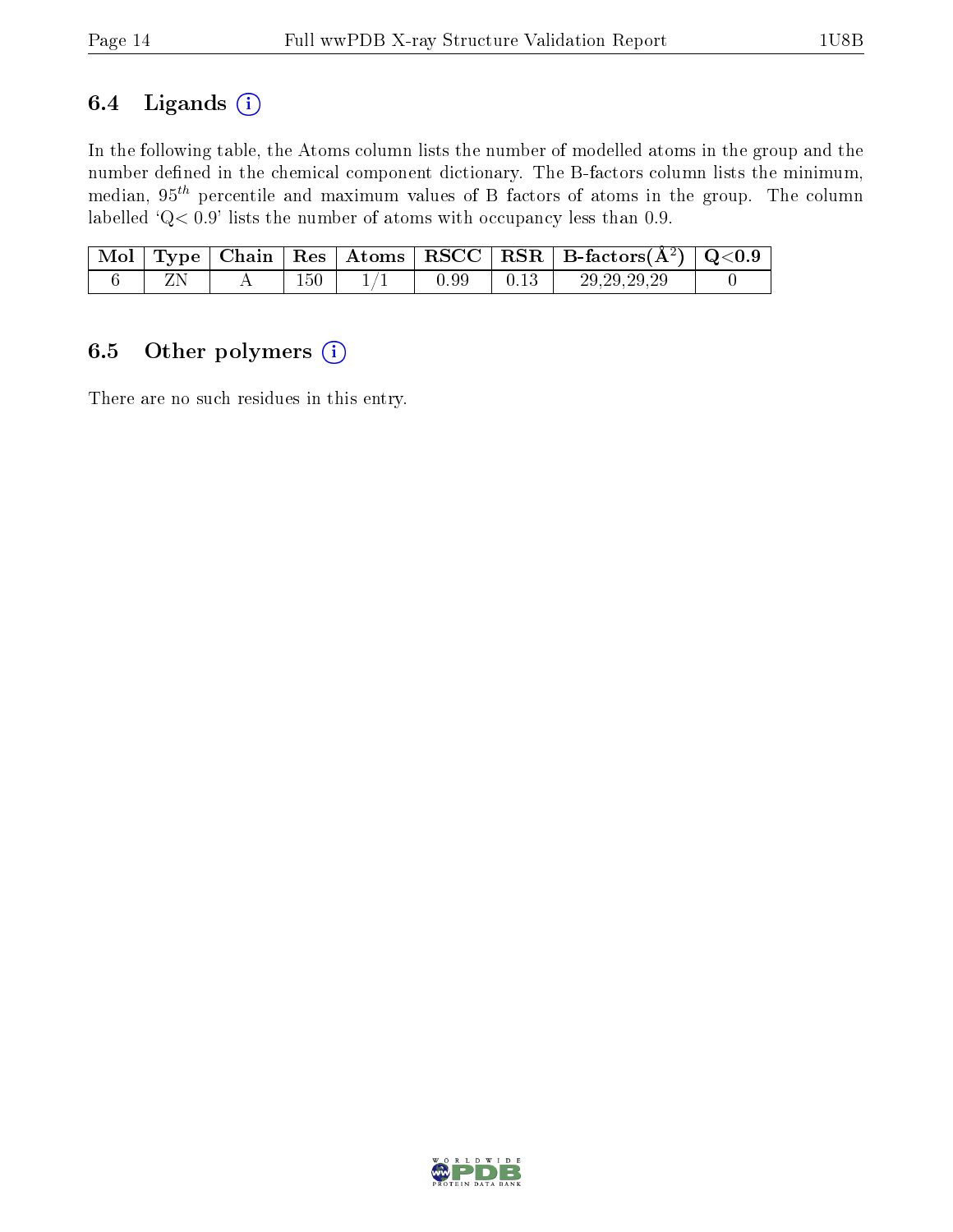## 6.4 Ligands

In the following table, the Atoms column lists the number of modelled atoms in the group and the number defined in the chemical component dictionary. The B-factors column lists the minimum, median, $95^{th}$ percentile and maximum values of B factors of atoms in the group. The column labelled 'Q< 0.9' lists the number of atoms with occupancy less than 0.9.

| Mol | Type | Chain | Res | Atoms | RSCC | RSR | B-factors($Å^2$) | Q<0.9 |
|---|---|---|---|---|---|---|---|---|
| 6 | ZN | A | 150 | 1/1 | 0.99 | 0.13 | 29,29,29,29 | 0 |

## 6.5 Other polymers

There are no such residues in this entry.